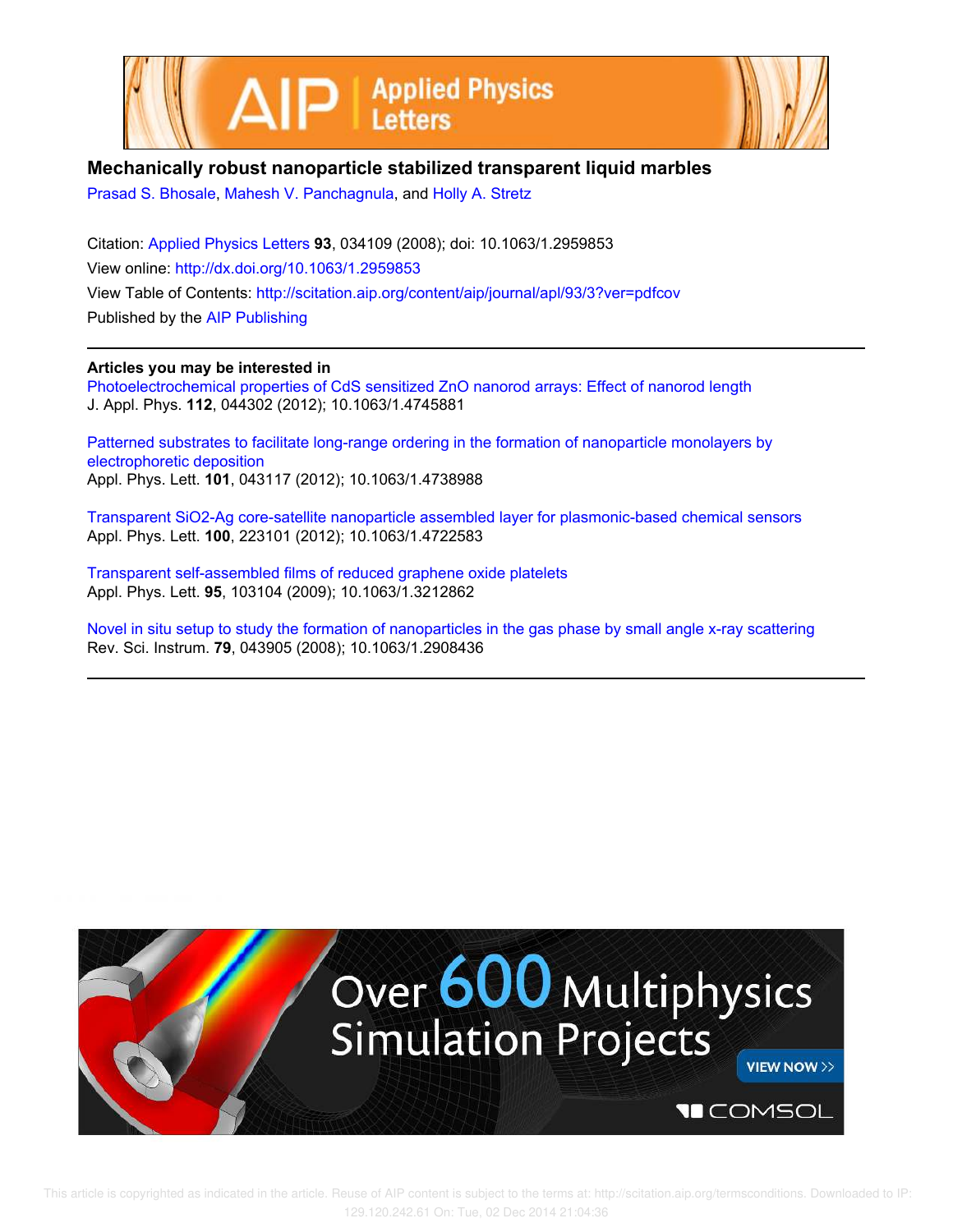# Mechanically robust nanoparticle stabilized transparent liquid marbles

Prasad S. Bhosale, Mahesh V. Panchagnula, and Holly A. Stretz

Citation: Applied Physics Letters **93**, 034109 (2008); doi: 10.1063/1.2959853

View online: http://dx.doi.org/10.1063/1.2959853

View Table of Contents: http://scitation.aip.org/content/aip/journal/apl/93/3?ver=pdfcov

Published by the AIP Publishing

## Articles you may be interested in

Photoelectrochemical properties of CdS sensitized ZnO nanorod arrays: Effect of nanorod length
J. Appl. Phys. **112**, 044302 (2012); 10.1063/1.4745881

Patterned substrates to facilitate long-range ordering in the formation of nanoparticle monolayers by electrophoretic deposition
Appl. Phys. Lett. **101**, 043117 (2012); 10.1063/1.4738988

Transparent SiO2-Ag core-satellite nanoparticle assembled layer for plasmonic-based chemical sensors
Appl. Phys. Lett. **100**, 223101 (2012); 10.1063/1.4722583

Transparent self-assembled films of reduced graphene oxide platelets
Appl. Phys. Lett. **95**, 103104 (2009); 10.1063/1.3212862

Novel in situ setup to study the formation of nanoparticles in the gas phase by small angle x-ray scattering
Rev. Sci. Instrum. **79**, 043905 (2008); 10.1063/1.2908436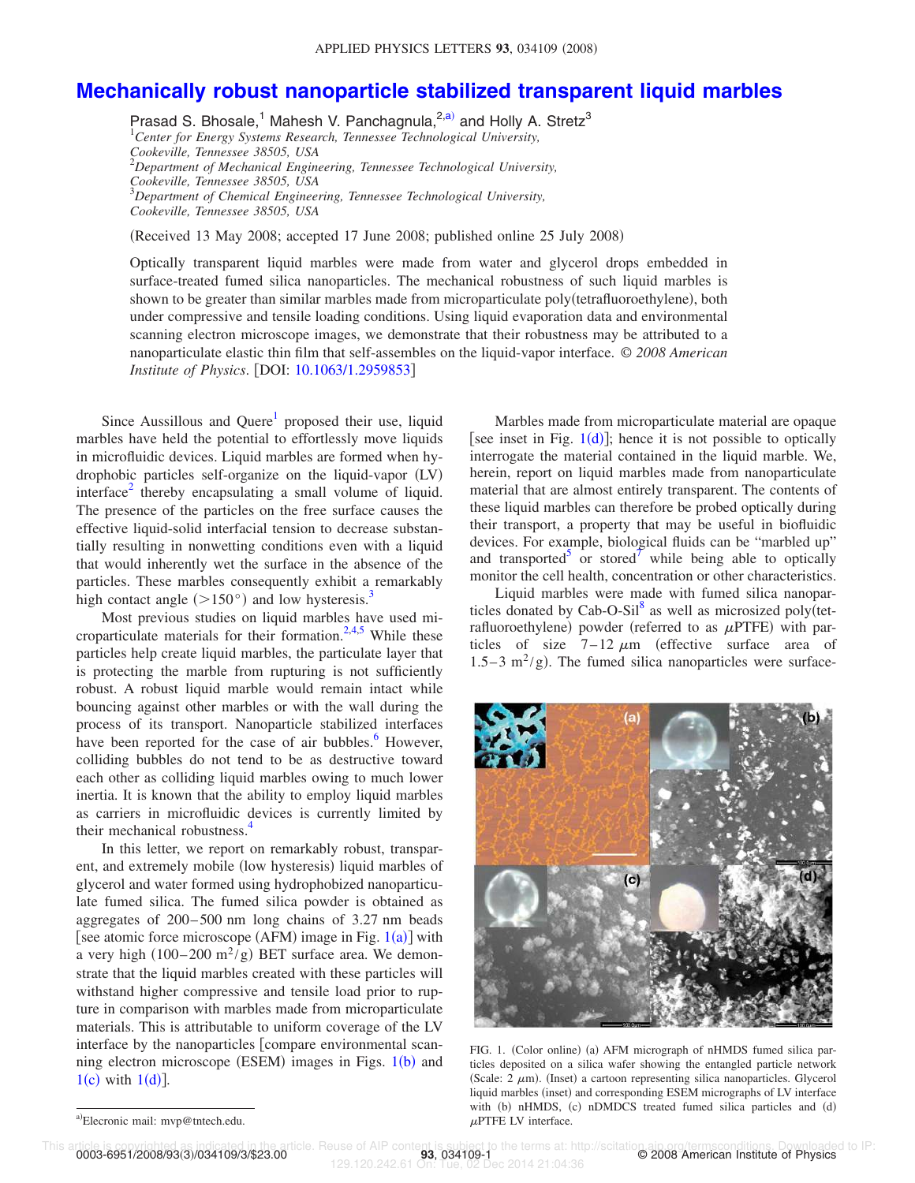# Mechanically robust nanoparticle stabilized transparent liquid marbles

Prasad S. Bhosale,[1] Mahesh V. Panchagnula,[2,a)] and Holly A. Stretz[3]

[1]*Center for Energy Systems Research, Tennessee Technological University, Cookeville, Tennessee 38505, USA*
[2]*Department of Mechanical Engineering, Tennessee Technological University, Cookeville, Tennessee 38505, USA*
[3]*Department of Chemical Engineering, Tennessee Technological University, Cookeville, Tennessee 38505, USA*

(Received 13 May 2008; accepted 17 June 2008; published online 25 July 2008)

Optically transparent liquid marbles were made from water and glycerol drops embedded in surface-treated fumed silica nanoparticles. The mechanical robustness of such liquid marbles is shown to be greater than similar marbles made from microparticulate poly(tetrafluoroethylene), both under compressive and tensile loading conditions. Using liquid evaporation data and environmental scanning electron microscope images, we demonstrate that their robustness may be attributed to a nanoparticulate elastic thin film that self-assembles on the liquid-vapor interface. *© 2008 American Institute of Physics.* [DOI: 10.1063/1.2959853]

Since Aussillous and Quere[1] proposed their use, liquid marbles have held the potential to effortlessly move liquids in microfluidic devices. Liquid marbles are formed when hydrophobic particles self-organize on the liquid-vapor (LV) interface[2] thereby encapsulating a small volume of liquid. The presence of the particles on the free surface causes the effective liquid-solid interfacial tension to decrease substantially resulting in nonwetting conditions even with a liquid that would inherently wet the surface in the absence of the particles. These marbles consequently exhibit a remarkably high contact angle ($>150°$) and low hysteresis.[3]

Most previous studies on liquid marbles have used microparticulate materials for their formation.[2,4,5] While these particles help create liquid marbles, the particulate layer that is protecting the marble from rupturing is not sufficiently robust. A robust liquid marble would remain intact while bouncing against other marbles or with the wall during the process of its transport. Nanoparticle stabilized interfaces have been reported for the case of air bubbles.[6] However, colliding bubbles do not tend to be as destructive toward each other as colliding liquid marbles owing to much lower inertia. It is known that the ability to employ liquid marbles as carriers in microfluidic devices is currently limited by their mechanical robustness.[4]

In this letter, we report on remarkably robust, transparent, and extremely mobile (low hysteresis) liquid marbles of glycerol and water formed using hydrophobized nanoparticulate fumed silica. The fumed silica powder is obtained as aggregates of 200–500 nm long chains of 3.27 nm beads [see atomic force microscope (AFM) image in Fig. 1(a)] with a very high (100–200 $m^2/g$) BET surface area. We demonstrate that the liquid marbles created with these particles will withstand higher compressive and tensile load prior to rupture in comparison with marbles made from microparticulate materials. This is attributable to uniform coverage of the LV interface by the nanoparticles [compare environmental scanning electron microscope (ESEM) images in Figs. 1(b) and 1(c) with 1(d)].

Marbles made from microparticulate material are opaque [see inset in Fig. 1(d)]; hence it is not possible to optically interrogate the material contained in the liquid marble. We, herein, report on liquid marbles made from nanoparticulate material that are almost entirely transparent. The contents of these liquid marbles can therefore be probed optically during their transport, a property that may be useful in biofluidic devices. For example, biological fluids can be "marbled up" and transported[5] or stored[7] while being able to optically monitor the cell health, concentration or other characteristics.

Liquid marbles were made with fumed silica nanoparticles donated by Cab-O-Sil[8] as well as microsized poly(tetrafluoroethylene) powder (referred to as $\mu$PTFE) with particles of size 7–12 $\mu$m (effective surface area of 1.5–3 $m^2/g$). The fumed silica nanoparticles were surface-

FIG. 1. (Color online) (a) AFM micrograph of nHMDS fumed silica particles deposited on a silica wafer showing the entangled particle network (Scale: 2 $\mu$m). (Inset) a cartoon representing silica nanoparticles. Glycerol liquid marbles (inset) and corresponding ESEM micrographs of LV interface with (b) nHMDS, (c) nDMDCS treated fumed silica particles and (d) $\mu$PTFE LV interface.

a)Elecronic mail: mvp@tntech.edu.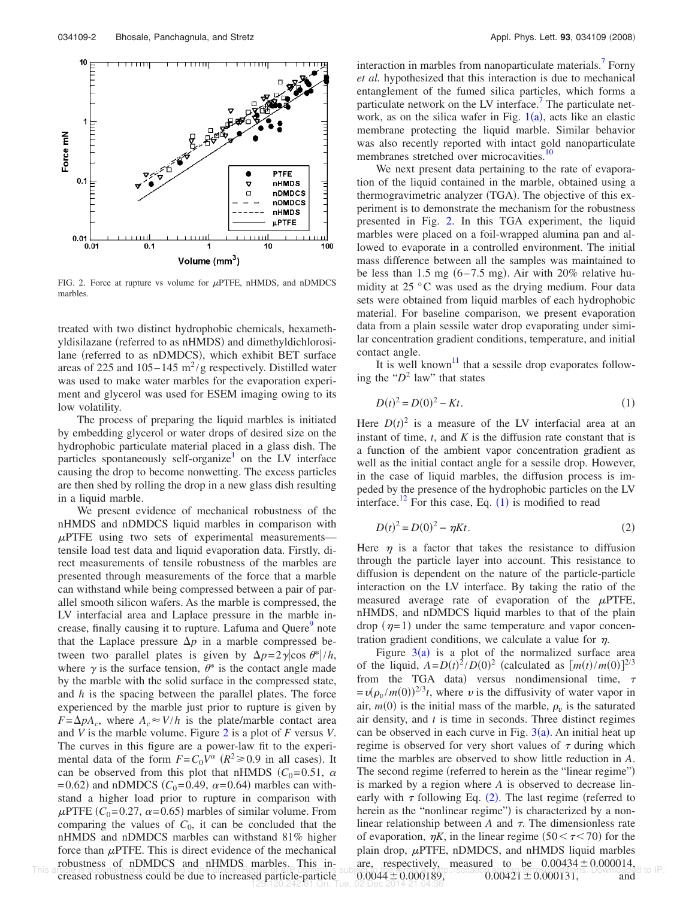FIG. 2. Force at rupture vs volume for $\mu$PTFE, nHMDS, and nDMDCS marbles.

treated with two distinct hydrophobic chemicals, hexamethyldisilazane (referred to as nHMDS) and dimethyldichlorosilane (referred to as nDMDCS), which exhibit BET surface areas of 225 and 105–145 $m^2/g$ respectively. Distilled water was used to make water marbles for the evaporation experiment and glycerol was used for ESEM imaging owing to its low volatility.

The process of preparing the liquid marbles is initiated by embedding glycerol or water drops of desired size on the hydrophobic particulate material placed in a glass dish. The particles spontaneously self-organize[1] on the LV interface causing the drop to become nonwetting. The excess particles are then shed by rolling the drop in a new glass dish resulting in a liquid marble.

We present evidence of mechanical robustness of the nHMDS and nDMDCS liquid marbles in comparison with $\mu$PTFE using two sets of experimental measurements—tensile load test data and liquid evaporation data. Firstly, direct measurements of tensile robustness of the marbles are presented through measurements of the force that a marble can withstand while being compressed between a pair of parallel smooth silicon wafers. As the marble is compressed, the LV interfacial area and Laplace pressure in the marble increase, finally causing it to rupture. Lafuma and Quere[9] note that the Laplace pressure $\Delta p$ in a marble compressed between two parallel plates is given by $\Delta p = 2\gamma|\cos \theta^*|/h$, where $\gamma$ is the surface tension, $\theta^*$ is the contact angle made by the marble with the solid surface in the compressed state, and $h$ is the spacing between the parallel plates. The force experienced by the marble just prior to rupture is given by $F = \Delta p A_c$, where $A_c \approx V/h$ is the plate/marble contact area and $V$ is the marble volume. Figure 2 is a plot of $F$ versus $V$. The curves in this figure are a power-law fit to the experimental data of the form $F = C_0 V^{\alpha}$ ($R^2 \geq 0.9$ in all cases). It can be observed from this plot that nHMDS ($C_0 = 0.51$, $\alpha = 0.62$) and nDMDCS ($C_0 = 0.49$, $\alpha = 0.64$) marbles can withstand a higher load prior to rupture in comparison with $\mu$PTFE ($C_0 = 0.27$, $\alpha = 0.65$) marbles of similar volume. From comparing the values of $C_0$, it can be concluded that the nHMDS and nDMDCS marbles can withstand 81% higher force than $\mu$PTFE. This is direct evidence of the mechanical robustness of nDMDCS and nHMDS marbles. This increased robustness could be due to increased particle-particle interaction in marbles from nanoparticulate materials.[7] Forny *et al.* hypothesized that this interaction is due to mechanical entanglement of the fumed silica particles, which forms a particulate network on the LV interface.[7] The particulate network, as on the silica wafer in Fig. 1(a), acts like an elastic membrane protecting the liquid marble. Similar behavior was also recently reported with intact gold nanoparticulate membranes stretched over microcavities.[10]

We next present data pertaining to the rate of evaporation of the liquid contained in the marble, obtained using a thermogravimetric analyzer (TGA). The objective of this experiment is to demonstrate the mechanism for the robustness presented in Fig. 2. In this TGA experiment, the liquid marbles were placed on a foil-wrapped alumina pan and allowed to evaporate in a controlled environment. The initial mass difference between all the samples was maintained to be less than 1.5 mg (6–7.5 mg). Air with 20% relative humidity at 25 °C was used as the drying medium. Four data sets were obtained from liquid marbles of each hydrophobic material. For baseline comparison, we present evaporation data from a plain sessile water drop evaporating under similar concentration gradient conditions, temperature, and initial contact angle.

It is well known[11] that a sessile drop evaporates following the "$D^2$ law" that states

$$D(t)^2 = D(0)^2 - Kt. \tag{1}$$

Here $D(t)^2$ is a measure of the LV interfacial area at an instant of time, $t$, and $K$ is the diffusion rate constant that is a function of the ambient vapor concentration gradient as well as the initial contact angle for a sessile drop. However, in the case of liquid marbles, the diffusion process is impeded by the presence of the hydrophobic particles on the LV interface.[12] For this case, Eq. (1) is modified to read

$$D(t)^2 = D(0)^2 - \eta K t. \tag{2}$$

Here $\eta$ is a factor that takes the resistance to diffusion through the particle layer into account. This resistance to diffusion is dependent on the nature of the particle-particle interaction on the LV interface. By taking the ratio of the measured average rate of evaporation of the $\mu$PTFE, nHMDS, and nDMDCS liquid marbles to that of the plain drop ($\eta = 1$) under the same temperature and vapor concentration gradient conditions, we calculate a value for $\eta$.

Figure 3(a) is a plot of the normalized surface area of the liquid, $A = D(t)^2/D(0)^2$ (calculated as $[m(t)/m(0)]^{2/3}$ from the TGA data) versus nondimensional time, $\tau = \upsilon(\rho_v/m(0))^{2/3} t$, where $\upsilon$ is the diffusivity of water vapor in air, $m(0)$ is the initial mass of the marble, $\rho_v$ is the saturated air density, and $t$ is time in seconds. Three distinct regimes can be observed in each curve in Fig. 3(a). An initial heat up regime is observed for very short values of $\tau$ during which time the marbles are observed to show little reduction in $A$. The second regime (referred to herein as the "linear regime") is marked by a region where $A$ is observed to decrease linearly with $\tau$ following Eq. (2). The last regime (referred to herein as the "nonlinear regime") is characterized by a nonlinear relationship between $A$ and $\tau$. The dimensionless rate of evaporation, $\eta K$, in the linear regime ($50 < \tau < 70$) for the plain drop, $\mu$PTFE, nDMDCS, and nHMDS liquid marbles are, respectively, measured to be $0.00434 \pm 0.000014$, $0.0044 \pm 0.000189$, $0.00421 \pm 0.000131$, and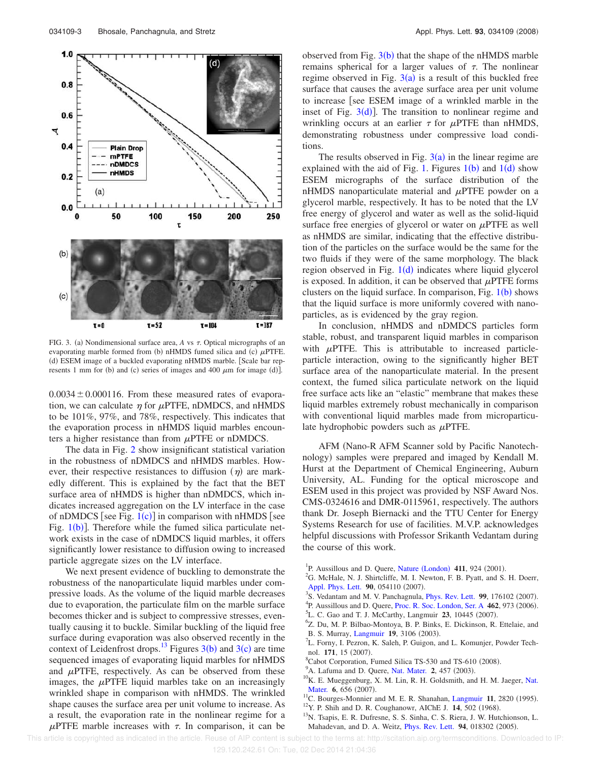1.0

0.8

0.6

$A$

0.4

0.2

0.0

0 50 100 150 200 250

$\tau$

Plain Drop
mPTFE
nDMDCS
nHMDS

(a)

(d)

(b)

(c)

τ=0 τ=52 τ=104 τ=187

FIG. 3. (a) Nondimensional surface area, $A$ vs $\tau$. Optical micrographs of an evaporating marble formed from (b) nHMDS fumed silica and (c) $\mu$PTFE. (d) ESEM image of a buckled evaporating nHMDS marble. [Scale bar represents 1 mm for (b) and (c) series of images and 400 $\mu$m for image (d)].

$0.0034 \pm 0.000116$. From these measured rates of evaporation, we can calculate $\eta$ for $\mu$PTFE, nDMDCS, and nHMDS to be 101%, 97%, and 78%, respectively. This indicates that the evaporation process in nHMDS liquid marbles encounters a higher resistance than from $\mu$PTFE or nDMDCS.

The data in Fig. 2 show insignificant statistical variation in the robustness of nDMDCS and nHMDS marbles. However, their respective resistances to diffusion ($\eta$) are markedly different. This is explained by the fact that the BET surface area of nHMDS is higher than nDMDCS, which indicates increased aggregation on the LV interface in the case of nDMDCS [see Fig. 1(c)] in comparison with nHMDS [see Fig. 1(b)]. Therefore while the fumed silica particulate network exists in the case of nDMDCS liquid marbles, it offers significantly lower resistance to diffusion owing to increased particle aggregate sizes on the LV interface.

We next present evidence of buckling to demonstrate the robustness of the nanoparticulate liquid marbles under compressive loads. As the volume of the liquid marble decreases due to evaporation, the particulate film on the marble surface becomes thicker and is subject to compressive stresses, eventually causing it to buckle. Similar buckling of the liquid free surface during evaporation was also observed recently in the context of Leidenfrost drops.[13] Figures 3(b) and 3(c) are time sequenced images of evaporating liquid marbles for nHMDS and $\mu$PTFE, respectively. As can be observed from these images, the $\mu$PTFE liquid marbles take on an increasingly wrinkled shape in comparison with nHMDS. The wrinkled shape causes the surface area per unit volume to increase. As a result, the evaporation rate in the nonlinear regime for a $\mu$PTFE marble increases with $\tau$. In comparison, it can be observed from Fig. 3(b) that the shape of the nHMDS marble remains spherical for a larger values of $\tau$. The nonlinear regime observed in Fig. 3(a) is a result of this buckled free surface that causes the average surface area per unit volume to increase [see ESEM image of a wrinkled marble in the inset of Fig. 3(d)]. The transition to nonlinear regime and wrinkling occurs at an earlier $\tau$ for $\mu$PTFE than nHMDS, demonstrating robustness under compressive load conditions.

The results observed in Fig. 3(a) in the linear regime are explained with the aid of Fig. 1. Figures 1(b) and 1(d) show ESEM micrographs of the surface distribution of the nHMDS nanoparticulate material and $\mu$PTFE powder on a glycerol marble, respectively. It has to be noted that the LV free energy of glycerol and water as well as the solid-liquid surface free energies of glycerol or water on $\mu$PTFE as well as nHMDS are similar, indicating that the effective distribution of the particles on the surface would be the same for the two fluids if they were of the same morphology. The black region observed in Fig. 1(d) indicates where liquid glycerol is exposed. In addition, it can be observed that $\mu$PTFE forms clusters on the liquid surface. In comparison, Fig. 1(b) shows that the liquid surface is more uniformly covered with nanoparticles, as is evidenced by the gray region.

In conclusion, nHMDS and nDMDCS particles form stable, robust, and transparent liquid marbles in comparison with $\mu$PTFE. This is attributable to increased particle-particle interaction, owing to the significantly higher BET surface area of the nanoparticulate material. In the present context, the fumed silica particulate network on the liquid free surface acts like an "elastic" membrane that makes these liquid marbles extremely robust mechanically in comparison with conventional liquid marbles made from microparticulate hydrophobic powders such as $\mu$PTFE.

AFM (Nano-R AFM Scanner sold by Pacific Nanotechnology) samples were prepared and imaged by Kendall M. Hurst at the Department of Chemical Engineering, Auburn University, AL. Funding for the optical microscope and ESEM used in this project was provided by NSF Award Nos. CMS-0324616 and DMR-0115961, respectively. The authors thank Dr. Joseph Biernacki and the TTU Center for Energy Systems Research for use of facilities. M.V.P. acknowledges helpful discussions with Professor Srikanth Vedantam during the course of this work.

[1] P. Aussillous and D. Quere, Nature (London) **411**, 924 (2001).
[2] G. McHale, N. J. Shirtcliffe, M. I. Newton, F. B. Pyatt, and S. H. Doerr, Appl. Phys. Lett. **90**, 054110 (2007).
[3] S. Vedantam and M. V. Panchagnula, Phys. Rev. Lett. **99**, 176102 (2007).
[4] P. Aussillous and D. Quere, Proc. R. Soc. London, Ser. A **462**, 973 (2006).
[5] L. C. Gao and T. J. McCarthy, Langmuir **23**, 10445 (2007).
[6] Z. Du, M. P. Bilbao-Montoya, B. P. Binks, E. Dickinson, R. Ettelaie, and B. S. Murray, Langmuir **19**, 3106 (2003).
[7] L. Forny, I. Pezron, K. Saleh, P. Guigon, and L. Komunjer, Powder Technol. **171**, 15 (2007).
[8] Cabot Corporation, Fumed Silica TS-530 and TS-610 (2008).
[9] A. Lafuma and D. Quere, Nat. Mater. **2**, 457 (2003).
[10] K. E. Mueggenburg, X. M. Lin, R. H. Goldsmith, and H. M. Jaeger, Nat. Mater. **6**, 656 (2007).
[11] C. Bourges-Monnier and M. E. R. Shanahan, Langmuir **11**, 2820 (1995).
[12] Y. P. Shih and D. R. Coughanowr, AIChE J. **14**, 502 (1968).
[13] N. Tsapis, E. R. Dufresne, S. S. Sinha, C. S. Riera, J. W. Hutchinson, L. Mahadevan, and D. A. Weitz, Phys. Rev. Lett. **94**, 018302 (2005).